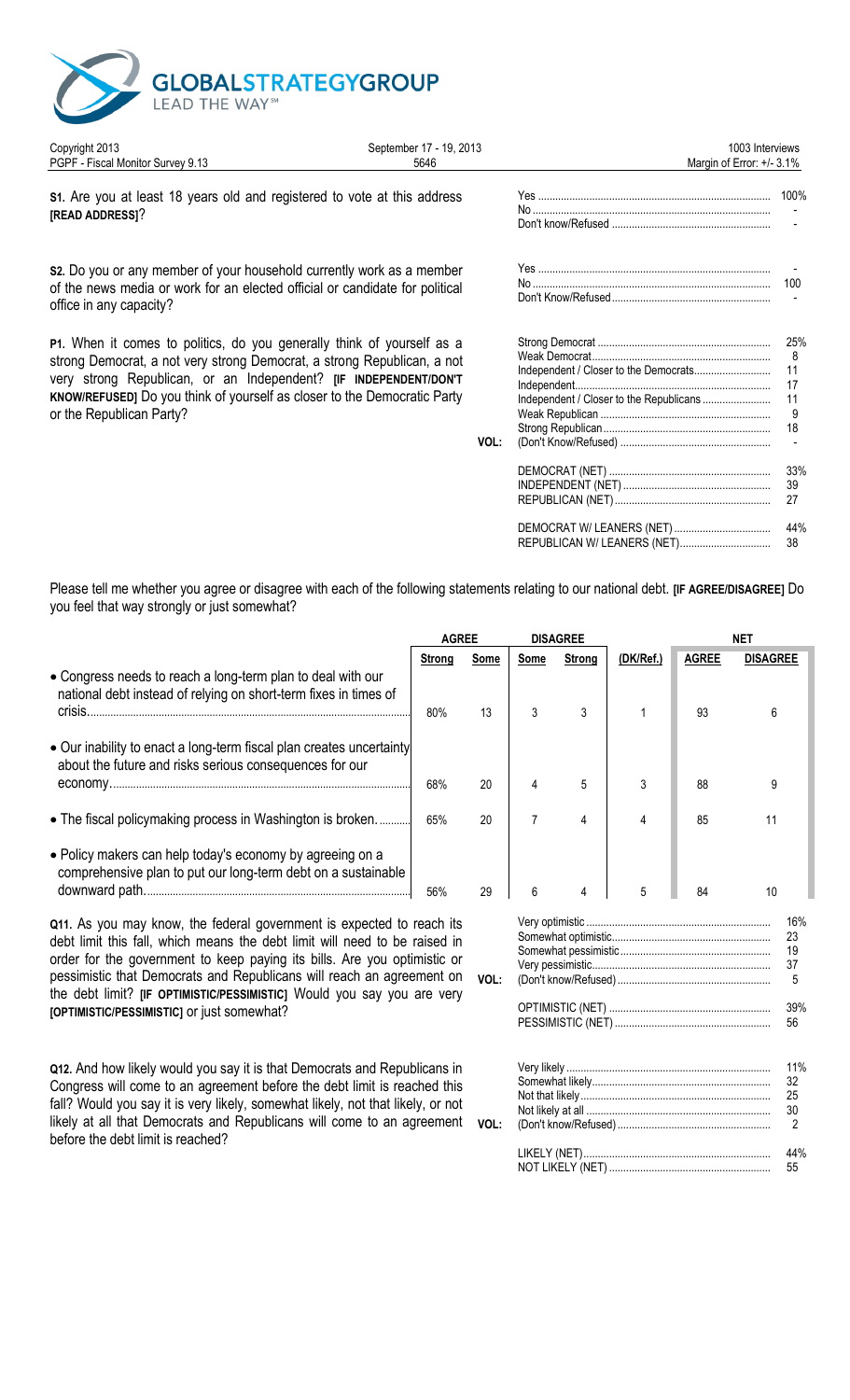GLOBALSTRATEGYGROUP
LEAD THE WAY℠

Copyright 2013 | September 17 - 19, 2013 | 1003 Interviews
PGPF - Fiscal Monitor Survey 9.13 | 5646 | Margin of Error: +/- 3.1%

**S1.** Are you at least 18 years old and registered to vote at this address **[READ ADDRESS]**?

| | |
|---|---|
| Yes | 100% |
| No | - |
| Don't know/Refused | - |

**S2.** Do you or any member of your household currently work as a member of the news media or work for an elected official or candidate for political office in any capacity?

| | |
|---|---|
| Yes | - |
| No | 100 |
| Don't Know/Refused | - |

**P1.** When it comes to politics, do you generally think of yourself as a strong Democrat, a not very strong Democrat, a strong Republican, a not very strong Republican, or an Independent? **[IF INDEPENDENT/DON'T KNOW/REFUSED]** Do you think of yourself as closer to the Democratic Party or the Republican Party?

| | | |
|---|---|---|
| | Strong Democrat | 25% |
| | Weak Democrat | 8 |
| | Independent / Closer to the Democrats | 11 |
| | Independent | 17 |
| | Independent / Closer to the Republicans | 11 |
| | Weak Republican | 9 |
| | Strong Republican | 18 |
| VOL: | (Don't Know/Refused) | - |
| | DEMOCRAT (NET) | 33% |
| | INDEPENDENT (NET) | 39 |
| | REPUBLICAN (NET) | 27 |
| | DEMOCRAT W/ LEANERS (NET) | 44% |
| | REPUBLICAN W/ LEANERS (NET) | 38 |

Please tell me whether you agree or disagree with each of the following statements relating to our national debt. **[IF AGREE/DISAGREE]** Do you feel that way strongly or just somewhat?

| | AGREE | | DISAGREE | | | NET | |
|---|---|---|---|---|---|---|---|
| | Strong | Some | Some | Strong | (DK/Ref.) | AGREE | DISAGREE |
| • Congress needs to reach a long-term plan to deal with our national debt instead of relying on short-term fixes in times of crisis. | 80% | 13 | 3 | 3 | 1 | 93 | 6 |
| • Our inability to enact a long-term fiscal plan creates uncertainty about the future and risks serious consequences for our economy. | 68% | 20 | 4 | 5 | 3 | 88 | 9 |
| • The fiscal policymaking process in Washington is broken. | 65% | 20 | 7 | 4 | 4 | 85 | 11 |
| • Policy makers can help today's economy by agreeing on a comprehensive plan to put our long-term debt on a sustainable downward path. | 56% | 29 | 6 | 4 | 5 | 84 | 10 |

**Q11.** As you may know, the federal government is expected to reach its debt limit this fall, which means the debt limit will need to be raised in order for the government to keep paying its bills. Are you optimistic or pessimistic that Democrats and Republicans will reach an agreement on the debt limit? **[IF OPTIMISTIC/PESSIMISTIC]** Would you say you are very **[OPTIMISTIC/PESSIMISTIC]** or just somewhat?

| | | |
|---|---|---|
| | Very optimistic | 16% |
| | Somewhat optimistic | 23 |
| | Somewhat pessimistic | 19 |
| | Very pessimistic | 37 |
| VOL: | (Don't know/Refused) | 5 |
| | OPTIMISTIC (NET) | 39% |
| | PESSIMISTIC (NET) | 56 |

**Q12.** And how likely would you say it is that Democrats and Republicans in Congress will come to an agreement before the debt limit is reached this fall? Would you say it is very likely, somewhat likely, not that likely, or not likely at all that Democrats and Republicans will come to an agreement before the debt limit is reached?

| | | |
|---|---|---|
| | Very likely | 11% |
| | Somewhat likely | 32 |
| | Not that likely | 25 |
| | Not likely at all | 30 |
| VOL: | (Don't know/Refused) | 2 |
| | LIKELY (NET) | 44% |
| | NOT LIKELY (NET) | 55 |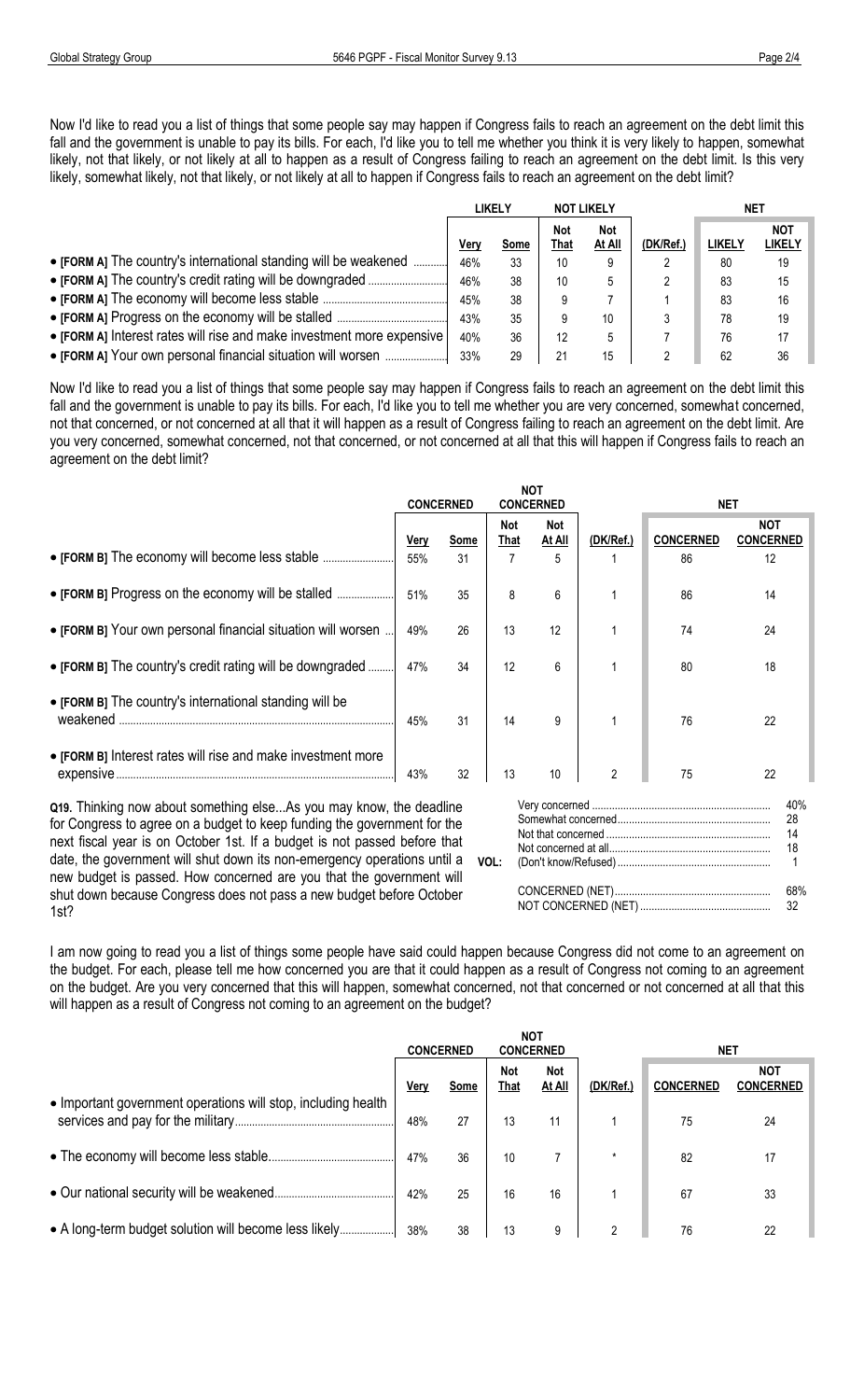Now I'd like to read you a list of things that some people say may happen if Congress fails to reach an agreement on the debt limit this fall and the government is unable to pay its bills. For each, I'd like you to tell me whether you think it is very likely to happen, somewhat likely, not that likely, or not likely at all to happen as a result of Congress failing to reach an agreement on the debt limit. Is this very likely, somewhat likely, not that likely, or not likely at all to happen if Congress fails to reach an agreement on the debt limit?

| | LIKELY | | NOT LIKELY | | | NET | |
|---|---|---|---|---|---|---|---|
| | Very | Some | Not That | Not At All | (DK/Ref.) | LIKELY | NOT LIKELY |
| • **[FORM A]** The country's international standing will be weakened | 46% | 33 | 10 | 9 | 2 | 80 | 19 |
| • **[FORM A]** The country's credit rating will be downgraded | 46% | 38 | 10 | 5 | 2 | 83 | 15 |
| • **[FORM A]** The economy will become less stable | 45% | 38 | 9 | 7 | 1 | 83 | 16 |
| • **[FORM A]** Progress on the economy will be stalled | 43% | 35 | 9 | 10 | 3 | 78 | 19 |
| • **[FORM A]** Interest rates will rise and make investment more expensive | 40% | 36 | 12 | 5 | 7 | 76 | 17 |
| • **[FORM A]** Your own personal financial situation will worsen | 33% | 29 | 21 | 15 | 2 | 62 | 36 |

Now I'd like to read you a list of things that some people say may happen if Congress fails to reach an agreement on the debt limit this fall and the government is unable to pay its bills. For each, I'd like you to tell me whether you are very concerned, somewhat concerned, not that concerned, or not concerned at all that it will happen as a result of Congress failing to reach an agreement on the debt limit. Are you very concerned, somewhat concerned, not that concerned, or not concerned at all that this will happen if Congress fails to reach an agreement on the debt limit?

| | CONCERNED | | NOT CONCERNED | | | NET | |
|---|---|---|---|---|---|---|---|
| | Very | Some | Not That | Not At All | (DK/Ref.) | CONCERNED | NOT CONCERNED |
| • **[FORM B]** The economy will become less stable | 55% | 31 | 7 | 5 | 1 | 86 | 12 |
| • **[FORM B]** Progress on the economy will be stalled | 51% | 35 | 8 | 6 | 1 | 86 | 14 |
| • **[FORM B]** Your own personal financial situation will worsen | 49% | 26 | 13 | 12 | 1 | 74 | 24 |
| • **[FORM B]** The country's credit rating will be downgraded | 47% | 34 | 12 | 6 | 1 | 80 | 18 |
| • **[FORM B]** The country's international standing will be weakened | 45% | 31 | 14 | 9 | 1 | 76 | 22 |
| • **[FORM B]** Interest rates will rise and make investment more expensive | 43% | 32 | 13 | 10 | 2 | 75 | 22 |

**Q19.** Thinking now about something else...As you may know, the deadline for Congress to agree on a budget to keep funding the government for the next fiscal year is on October 1st. If a budget is not passed before that date, the government will shut down its non-emergency operations until a new budget is passed. How concerned are you that the government will shut down because Congress does not pass a new budget before October 1st?

| | |
|---|---|
| Very concerned | 40% |
| Somewhat concerned | 28 |
| Not that concerned | 14 |
| Not concerned at all | 18 |
| VOL: (Don't know/Refused) | 1 |
| CONCERNED (NET) | 68% |
| NOT CONCERNED (NET) | 32 |

I am now going to read you a list of things some people have said could happen because Congress did not come to an agreement on the budget. For each, please tell me how concerned you are that it could happen as a result of Congress not coming to an agreement on the budget. Are you very concerned that this will happen, somewhat concerned, not that concerned or not concerned at all that this will happen as a result of Congress not coming to an agreement on the budget?

| | CONCERNED | | NOT CONCERNED | | | NET | |
|---|---|---|---|---|---|---|---|
| | Very | Some | Not That | Not At All | (DK/Ref.) | CONCERNED | NOT CONCERNED |
| • Important government operations will stop, including health services and pay for the military | 48% | 27 | 13 | 11 | 1 | 75 | 24 |
| • The economy will become less stable | 47% | 36 | 10 | 7 | * | 82 | 17 |
| • Our national security will be weakened | 42% | 25 | 16 | 16 | 1 | 67 | 33 |
| • A long-term budget solution will become less likely | 38% | 38 | 13 | 9 | 2 | 76 | 22 |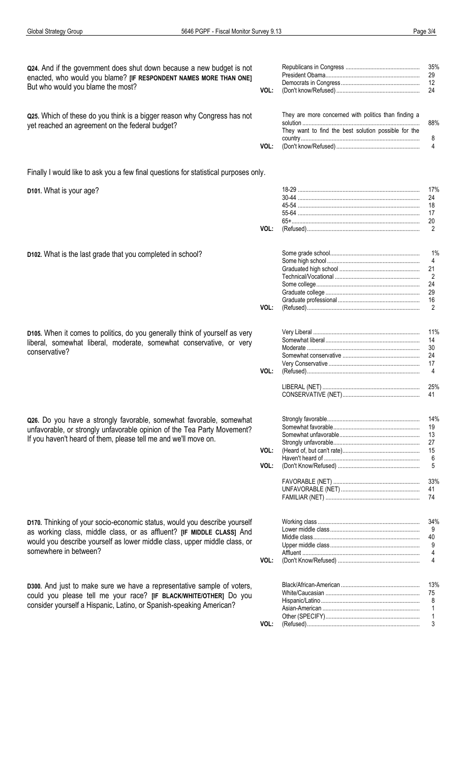**Q24.** And if the government does shut down because a new budget is not enacted, who would you blame? **[IF RESPONDENT NAMES MORE THAN ONE]** But who would you blame the most?

| | | |
|---|---|---|
| | Republicans in Congress | 35% |
| | President Obama | 29 |
| | Democrats in Congress | 12 |
| VOL: | (Don't know/Refused) | 24 |

**Q25.** Which of these do you think is a bigger reason why Congress has not yet reached an agreement on the federal budget?

| | | |
|---|---|---|
| | They are more concerned with politics than finding a solution | 88% |
| | They want to find the best solution possible for the country | 8 |
| VOL: | (Don't know/Refused) | 4 |

Finally I would like to ask you a few final questions for statistical purposes only.

**D101.** What is your age?

| | | |
|---|---|---|
| | 18-29 | 17% |
| | 30-44 | 24 |
| | 45-54 | 18 |
| | 55-64 | 17 |
| | 65+ | 20 |
| VOL: | (Refused) | 2 |

**D102.** What is the last grade that you completed in school?

| | | |
|---|---|---|
| | Some grade school | 1% |
| | Some high school | 4 |
| | Graduated high school | 21 |
| | Technical/Vocational | 2 |
| | Some college | 24 |
| | Graduate college | 29 |
| | Graduate professional | 16 |
| VOL: | (Refused) | 2 |

**D105.** When it comes to politics, do you generally think of yourself as very liberal, somewhat liberal, moderate, somewhat conservative, or very conservative?

| | | |
|---|---|---|
| | Very Liberal | 11% |
| | Somewhat liberal | 14 |
| | Moderate | 30 |
| | Somewhat conservative | 24 |
| | Very Conservative | 17 |
| VOL: | (Refused) | 4 |
| | | |
| | LIBERAL (NET) | 25% |
| | CONSERVATIVE (NET) | 41 |

**Q26.** Do you have a strongly favorable, somewhat favorable, somewhat unfavorable, or strongly unfavorable opinion of the Tea Party Movement? If you haven't heard of them, please tell me and we'll move on.

| | | |
|---|---|---|
| | Strongly favorable | 14% |
| | Somewhat favorable | 19 |
| | Somewhat unfavorable | 13 |
| | Strongly unfavorable | 27 |
| VOL: | (Heard of, but can't rate) | 15 |
| | Haven't heard of | 6 |
| VOL: | (Don't Know/Refused) | 5 |
| | | |
| | FAVORABLE (NET) | 33% |
| | UNFAVORABLE (NET) | 41 |
| | FAMILIAR (NET) | 74 |

**D170.** Thinking of your socio-economic status, would you describe yourself as working class, middle class, or as affluent? **[IF MIDDLE CLASS]** And would you describe yourself as lower middle class, upper middle class, or somewhere in between?

| | | |
|---|---|---|
| | Working class | 34% |
| | Lower middle class | 9 |
| | Middle class | 40 |
| | Upper middle class | 9 |
| | Affluent | 4 |
| VOL: | (Don't Know/Refused) | 4 |

**D300.** And just to make sure we have a representative sample of voters, could you please tell me your race? **[IF BLACK/WHITE/OTHER]** Do you consider yourself a Hispanic, Latino, or Spanish-speaking American?

| | | |
|---|---|---|
| | Black/African-American | 13% |
| | White/Caucasian | 75 |
| | Hispanic/Latino | 8 |
| | Asian-American | 1 |
| | Other (SPECIFY) | 1 |
| VOL: | (Refused) | 3 |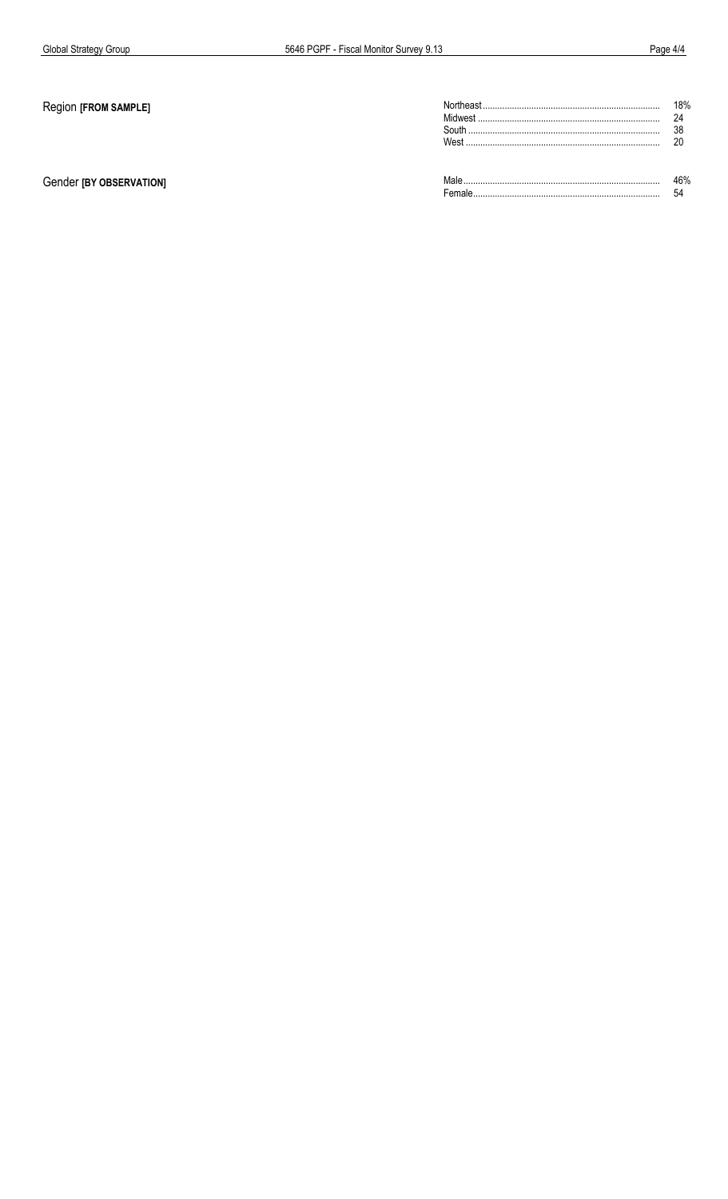Region **[FROM SAMPLE]**

| | |
|---|---|
| Northeast | 18% |
| Midwest | 24 |
| South | 38 |
| West | 20 |

Gender **[BY OBSERVATION]**

| | |
|---|---|
| Male | 46% |
| Female | 54 |